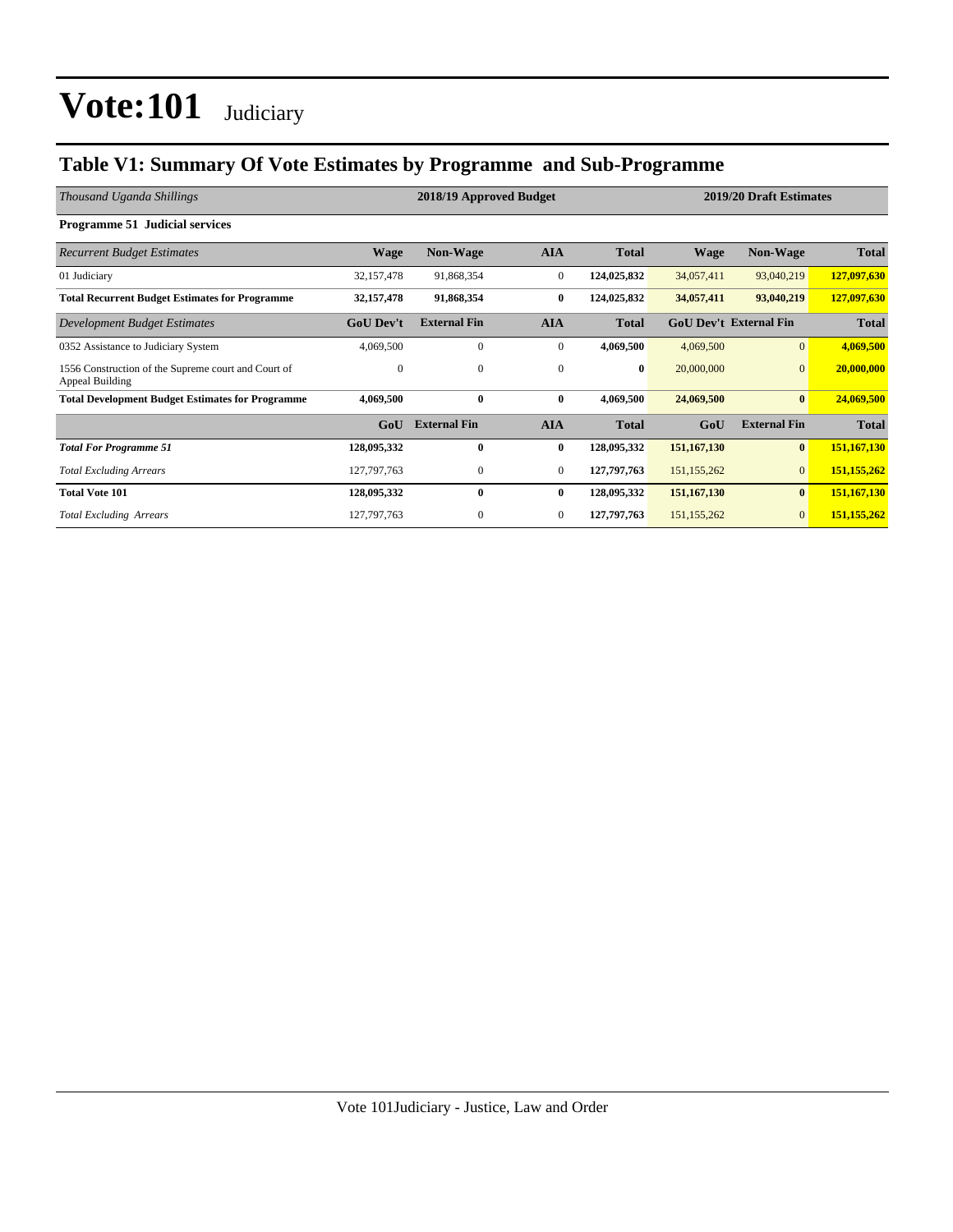# Vote:101 Judiciary

## Table V1: Summary Of Vote Estimates by Programme and Sub-Programme

| *Thousand Uganda Shillings* | 2018/19 Approved Budget | | | | 2019/20 Draft Estimates | | |
|---|---|---|---|---|---|---|---|
| **Programme 51 Judicial services** | | | | | | | |
| *Recurrent Budget Estimates* | **Wage** | **Non-Wage** | **AIA** | **Total** | **Wage** | **Non-Wage** | **Total** |
| 01 Judiciary | 32,157,478 | 91,868,354 | 0 | **124,025,832** | 34,057,411 | 93,040,219 | **127,097,630** |
| **Total Recurrent Budget Estimates for Programme** | **32,157,478** | **91,868,354** | **0** | **124,025,832** | **34,057,411** | **93,040,219** | **127,097,630** |
| *Development Budget Estimates* | **GoU Dev't** | **External Fin** | **AIA** | **Total** | **GoU Dev't** | **External Fin** | **Total** |
| 0352 Assistance to Judiciary System | 4,069,500 | 0 | 0 | **4,069,500** | 4,069,500 | 0 | **4,069,500** |
| 1556 Construction of the Supreme court and Court of Appeal Building | 0 | 0 | 0 | **0** | 20,000,000 | 0 | **20,000,000** |
| **Total Development Budget Estimates for Programme** | **4,069,500** | **0** | **0** | **4,069,500** | **24,069,500** | **0** | **24,069,500** |
| | **GoU** | **External Fin** | **AIA** | **Total** | **GoU** | **External Fin** | **Total** |
| ***Total For Programme 51*** | **128,095,332** | **0** | **0** | **128,095,332** | **151,167,130** | **0** | **151,167,130** |
| *Total Excluding Arrears* | 127,797,763 | 0 | 0 | **127,797,763** | 151,155,262 | 0 | **151,155,262** |
| **Total Vote 101** | **128,095,332** | **0** | **0** | **128,095,332** | **151,167,130** | **0** | **151,167,130** |
| *Total Excluding Arrears* | 127,797,763 | 0 | 0 | **127,797,763** | 151,155,262 | 0 | **151,155,262** |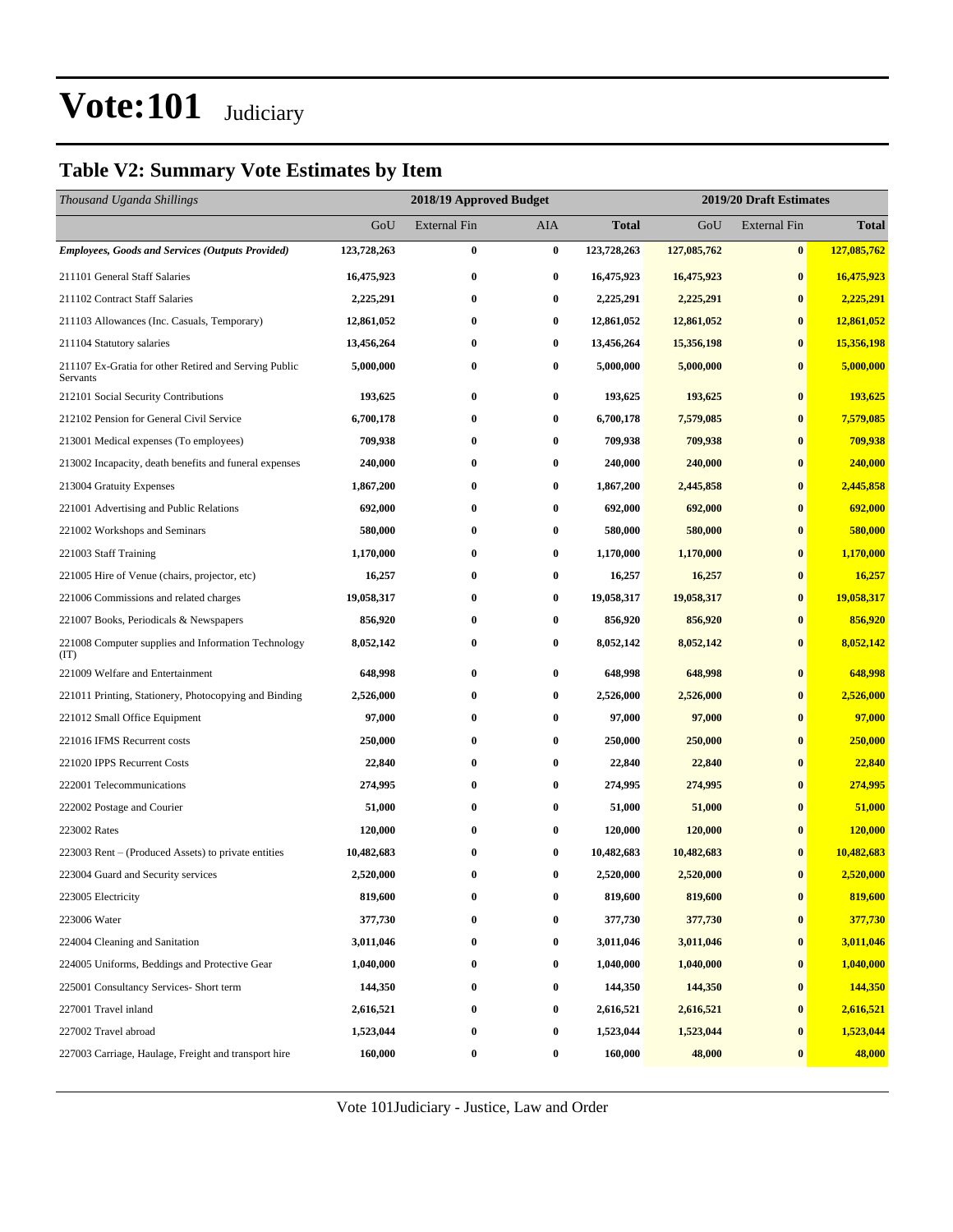# Vote:101 Judiciary

## Table V2: Summary Vote Estimates by Item

| *Thousand Uganda Shillings* | 2018/19 Approved Budget | | | | 2019/20 Draft Estimates | | |
|---|---|---|---|---|---|---|---|
| | GoU | External Fin | AIA | **Total** | GoU | External Fin | **Total** |
| ***Employees, Goods and Services (Outputs Provided)*** | **123,728,263** | **0** | **0** | **123,728,263** | **127,085,762** | **0** | **127,085,762** |
| 211101 General Staff Salaries | **16,475,923** | **0** | **0** | **16,475,923** | **16,475,923** | **0** | **16,475,923** |
| 211102 Contract Staff Salaries | **2,225,291** | **0** | **0** | **2,225,291** | **2,225,291** | **0** | **2,225,291** |
| 211103 Allowances (Inc. Casuals, Temporary) | **12,861,052** | **0** | **0** | **12,861,052** | **12,861,052** | **0** | **12,861,052** |
| 211104 Statutory salaries | **13,456,264** | **0** | **0** | **13,456,264** | **15,356,198** | **0** | **15,356,198** |
| 211107 Ex-Gratia for other Retired and Serving Public Servants | **5,000,000** | **0** | **0** | **5,000,000** | **5,000,000** | **0** | **5,000,000** |
| 212101 Social Security Contributions | **193,625** | **0** | **0** | **193,625** | **193,625** | **0** | **193,625** |
| 212102 Pension for General Civil Service | **6,700,178** | **0** | **0** | **6,700,178** | **7,579,085** | **0** | **7,579,085** |
| 213001 Medical expenses (To employees) | **709,938** | **0** | **0** | **709,938** | **709,938** | **0** | **709,938** |
| 213002 Incapacity, death benefits and funeral expenses | **240,000** | **0** | **0** | **240,000** | **240,000** | **0** | **240,000** |
| 213004 Gratuity Expenses | **1,867,200** | **0** | **0** | **1,867,200** | **2,445,858** | **0** | **2,445,858** |
| 221001 Advertising and Public Relations | **692,000** | **0** | **0** | **692,000** | **692,000** | **0** | **692,000** |
| 221002 Workshops and Seminars | **580,000** | **0** | **0** | **580,000** | **580,000** | **0** | **580,000** |
| 221003 Staff Training | **1,170,000** | **0** | **0** | **1,170,000** | **1,170,000** | **0** | **1,170,000** |
| 221005 Hire of Venue (chairs, projector, etc) | **16,257** | **0** | **0** | **16,257** | **16,257** | **0** | **16,257** |
| 221006 Commissions and related charges | **19,058,317** | **0** | **0** | **19,058,317** | **19,058,317** | **0** | **19,058,317** |
| 221007 Books, Periodicals & Newspapers | **856,920** | **0** | **0** | **856,920** | **856,920** | **0** | **856,920** |
| 221008 Computer supplies and Information Technology (IT) | **8,052,142** | **0** | **0** | **8,052,142** | **8,052,142** | **0** | **8,052,142** |
| 221009 Welfare and Entertainment | **648,998** | **0** | **0** | **648,998** | **648,998** | **0** | **648,998** |
| 221011 Printing, Stationery, Photocopying and Binding | **2,526,000** | **0** | **0** | **2,526,000** | **2,526,000** | **0** | **2,526,000** |
| 221012 Small Office Equipment | **97,000** | **0** | **0** | **97,000** | **97,000** | **0** | **97,000** |
| 221016 IFMS Recurrent costs | **250,000** | **0** | **0** | **250,000** | **250,000** | **0** | **250,000** |
| 221020 IPPS Recurrent Costs | **22,840** | **0** | **0** | **22,840** | **22,840** | **0** | **22,840** |
| 222001 Telecommunications | **274,995** | **0** | **0** | **274,995** | **274,995** | **0** | **274,995** |
| 222002 Postage and Courier | **51,000** | **0** | **0** | **51,000** | **51,000** | **0** | **51,000** |
| 223002 Rates | **120,000** | **0** | **0** | **120,000** | **120,000** | **0** | **120,000** |
| 223003 Rent – (Produced Assets) to private entities | **10,482,683** | **0** | **0** | **10,482,683** | **10,482,683** | **0** | **10,482,683** |
| 223004 Guard and Security services | **2,520,000** | **0** | **0** | **2,520,000** | **2,520,000** | **0** | **2,520,000** |
| 223005 Electricity | **819,600** | **0** | **0** | **819,600** | **819,600** | **0** | **819,600** |
| 223006 Water | **377,730** | **0** | **0** | **377,730** | **377,730** | **0** | **377,730** |
| 224004 Cleaning and Sanitation | **3,011,046** | **0** | **0** | **3,011,046** | **3,011,046** | **0** | **3,011,046** |
| 224005 Uniforms, Beddings and Protective Gear | **1,040,000** | **0** | **0** | **1,040,000** | **1,040,000** | **0** | **1,040,000** |
| 225001 Consultancy Services- Short term | **144,350** | **0** | **0** | **144,350** | **144,350** | **0** | **144,350** |
| 227001 Travel inland | **2,616,521** | **0** | **0** | **2,616,521** | **2,616,521** | **0** | **2,616,521** |
| 227002 Travel abroad | **1,523,044** | **0** | **0** | **1,523,044** | **1,523,044** | **0** | **1,523,044** |
| 227003 Carriage, Haulage, Freight and transport hire | **160,000** | **0** | **0** | **160,000** | **48,000** | **0** | **48,000** |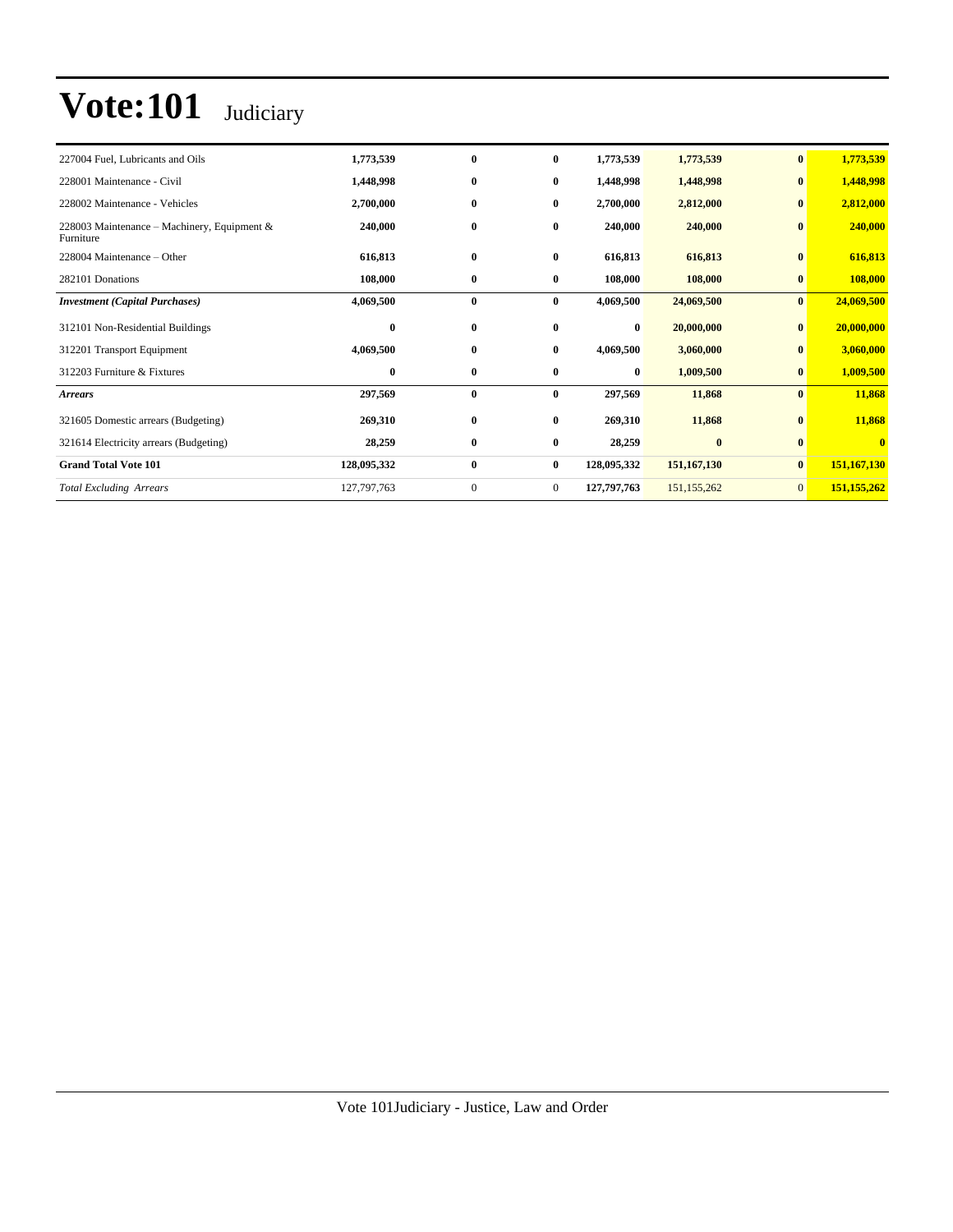# Vote:101 Judiciary

| | | | | | | | |
|---|---|---|---|---|---|---|---|
| 227004 Fuel, Lubricants and Oils | **1,773,539** | **0** | **0** | **1,773,539** | **1,773,539** | **0** | **1,773,539** |
| 228001 Maintenance - Civil | **1,448,998** | **0** | **0** | **1,448,998** | **1,448,998** | **0** | **1,448,998** |
| 228002 Maintenance - Vehicles | **2,700,000** | **0** | **0** | **2,700,000** | **2,812,000** | **0** | **2,812,000** |
| 228003 Maintenance – Machinery, Equipment & Furniture | **240,000** | **0** | **0** | **240,000** | **240,000** | **0** | **240,000** |
| 228004 Maintenance – Other | **616,813** | **0** | **0** | **616,813** | **616,813** | **0** | **616,813** |
| 282101 Donations | **108,000** | **0** | **0** | **108,000** | **108,000** | **0** | **108,000** |
| ***Investment (Capital Purchases)*** | **4,069,500** | **0** | **0** | **4,069,500** | **24,069,500** | **0** | **24,069,500** |
| 312101 Non-Residential Buildings | **0** | **0** | **0** | **0** | **20,000,000** | **0** | **20,000,000** |
| 312201 Transport Equipment | **4,069,500** | **0** | **0** | **4,069,500** | **3,060,000** | **0** | **3,060,000** |
| 312203 Furniture & Fixtures | **0** | **0** | **0** | **0** | **1,009,500** | **0** | **1,009,500** |
| ***Arrears*** | **297,569** | **0** | **0** | **297,569** | **11,868** | **0** | **11,868** |
| 321605 Domestic arrears (Budgeting) | **269,310** | **0** | **0** | **269,310** | **11,868** | **0** | **11,868** |
| 321614 Electricity arrears (Budgeting) | **28,259** | **0** | **0** | **28,259** | **0** | **0** | **0** |
| **Grand Total Vote 101** | **128,095,332** | **0** | **0** | **128,095,332** | **151,167,130** | **0** | **151,167,130** |
| *Total Excluding Arrears* | 127,797,763 | 0 | 0 | **127,797,763** | 151,155,262 | 0 | **151,155,262** |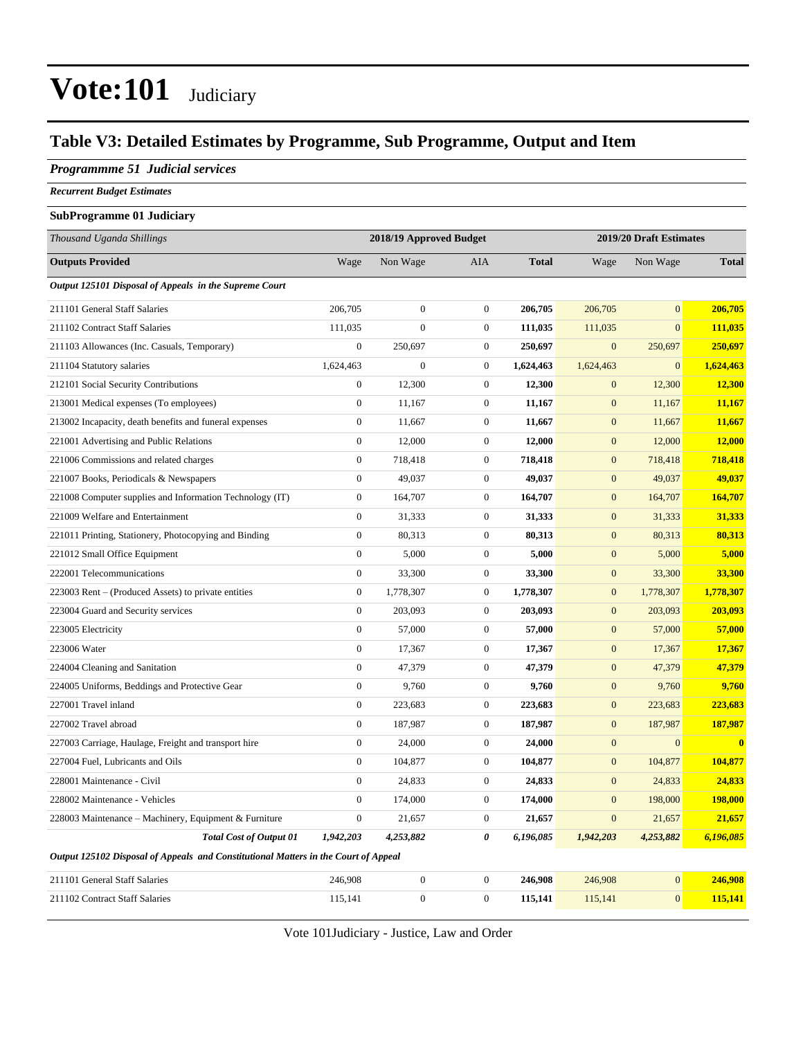# Vote:101 Judiciary

## Table V3: Detailed Estimates by Programme, Sub Programme, Output and Item

### *Programmme 51 Judicial services*

***Recurrent Budget Estimates***

**SubProgramme 01 Judiciary**

| *Thousand Uganda Shillings* | 2018/19 Approved Budget | | | | 2019/20 Draft Estimates | | |
|---|---|---|---|---|---|---|---|
| **Outputs Provided** | Wage | Non Wage | AIA | **Total** | Wage | Non Wage | **Total** |
| ***Output 125101 Disposal of Appeals in the Supreme Court*** | | | | | | | |
| 211101 General Staff Salaries | 206,705 | 0 | 0 | **206,705** | 206,705 | 0 | **206,705** |
| 211102 Contract Staff Salaries | 111,035 | 0 | 0 | **111,035** | 111,035 | 0 | **111,035** |
| 211103 Allowances (Inc. Casuals, Temporary) | 0 | 250,697 | 0 | **250,697** | 0 | 250,697 | **250,697** |
| 211104 Statutory salaries | 1,624,463 | 0 | 0 | **1,624,463** | 1,624,463 | 0 | **1,624,463** |
| 212101 Social Security Contributions | 0 | 12,300 | 0 | **12,300** | 0 | 12,300 | **12,300** |
| 213001 Medical expenses (To employees) | 0 | 11,167 | 0 | **11,167** | 0 | 11,167 | **11,167** |
| 213002 Incapacity, death benefits and funeral expenses | 0 | 11,667 | 0 | **11,667** | 0 | 11,667 | **11,667** |
| 221001 Advertising and Public Relations | 0 | 12,000 | 0 | **12,000** | 0 | 12,000 | **12,000** |
| 221006 Commissions and related charges | 0 | 718,418 | 0 | **718,418** | 0 | 718,418 | **718,418** |
| 221007 Books, Periodicals & Newspapers | 0 | 49,037 | 0 | **49,037** | 0 | 49,037 | **49,037** |
| 221008 Computer supplies and Information Technology (IT) | 0 | 164,707 | 0 | **164,707** | 0 | 164,707 | **164,707** |
| 221009 Welfare and Entertainment | 0 | 31,333 | 0 | **31,333** | 0 | 31,333 | **31,333** |
| 221011 Printing, Stationery, Photocopying and Binding | 0 | 80,313 | 0 | **80,313** | 0 | 80,313 | **80,313** |
| 221012 Small Office Equipment | 0 | 5,000 | 0 | **5,000** | 0 | 5,000 | **5,000** |
| 222001 Telecommunications | 0 | 33,300 | 0 | **33,300** | 0 | 33,300 | **33,300** |
| 223003 Rent – (Produced Assets) to private entities | 0 | 1,778,307 | 0 | **1,778,307** | 0 | 1,778,307 | **1,778,307** |
| 223004 Guard and Security services | 0 | 203,093 | 0 | **203,093** | 0 | 203,093 | **203,093** |
| 223005 Electricity | 0 | 57,000 | 0 | **57,000** | 0 | 57,000 | **57,000** |
| 223006 Water | 0 | 17,367 | 0 | **17,367** | 0 | 17,367 | **17,367** |
| 224004 Cleaning and Sanitation | 0 | 47,379 | 0 | **47,379** | 0 | 47,379 | **47,379** |
| 224005 Uniforms, Beddings and Protective Gear | 0 | 9,760 | 0 | **9,760** | 0 | 9,760 | **9,760** |
| 227001 Travel inland | 0 | 223,683 | 0 | **223,683** | 0 | 223,683 | **223,683** |
| 227002 Travel abroad | 0 | 187,987 | 0 | **187,987** | 0 | 187,987 | **187,987** |
| 227003 Carriage, Haulage, Freight and transport hire | 0 | 24,000 | 0 | **24,000** | 0 | 0 | **0** |
| 227004 Fuel, Lubricants and Oils | 0 | 104,877 | 0 | **104,877** | 0 | 104,877 | **104,877** |
| 228001 Maintenance - Civil | 0 | 24,833 | 0 | **24,833** | 0 | 24,833 | **24,833** |
| 228002 Maintenance - Vehicles | 0 | 174,000 | 0 | **174,000** | 0 | 198,000 | **198,000** |
| 228003 Maintenance – Machinery, Equipment & Furniture | 0 | 21,657 | 0 | **21,657** | 0 | 21,657 | **21,657** |
| ***Total Cost of Output 01*** | ***1,942,203*** | ***4,253,882*** | ***0*** | ***6,196,085*** | ***1,942,203*** | ***4,253,882*** | ***6,196,085*** |
| ***Output 125102 Disposal of Appeals and Constitutional Matters in the Court of Appeal*** | | | | | | | |
| 211101 General Staff Salaries | 246,908 | 0 | 0 | **246,908** | 246,908 | 0 | **246,908** |
| 211102 Contract Staff Salaries | 115,141 | 0 | 0 | **115,141** | 115,141 | 0 | **115,141** |

Vote 101Judiciary - Justice, Law and Order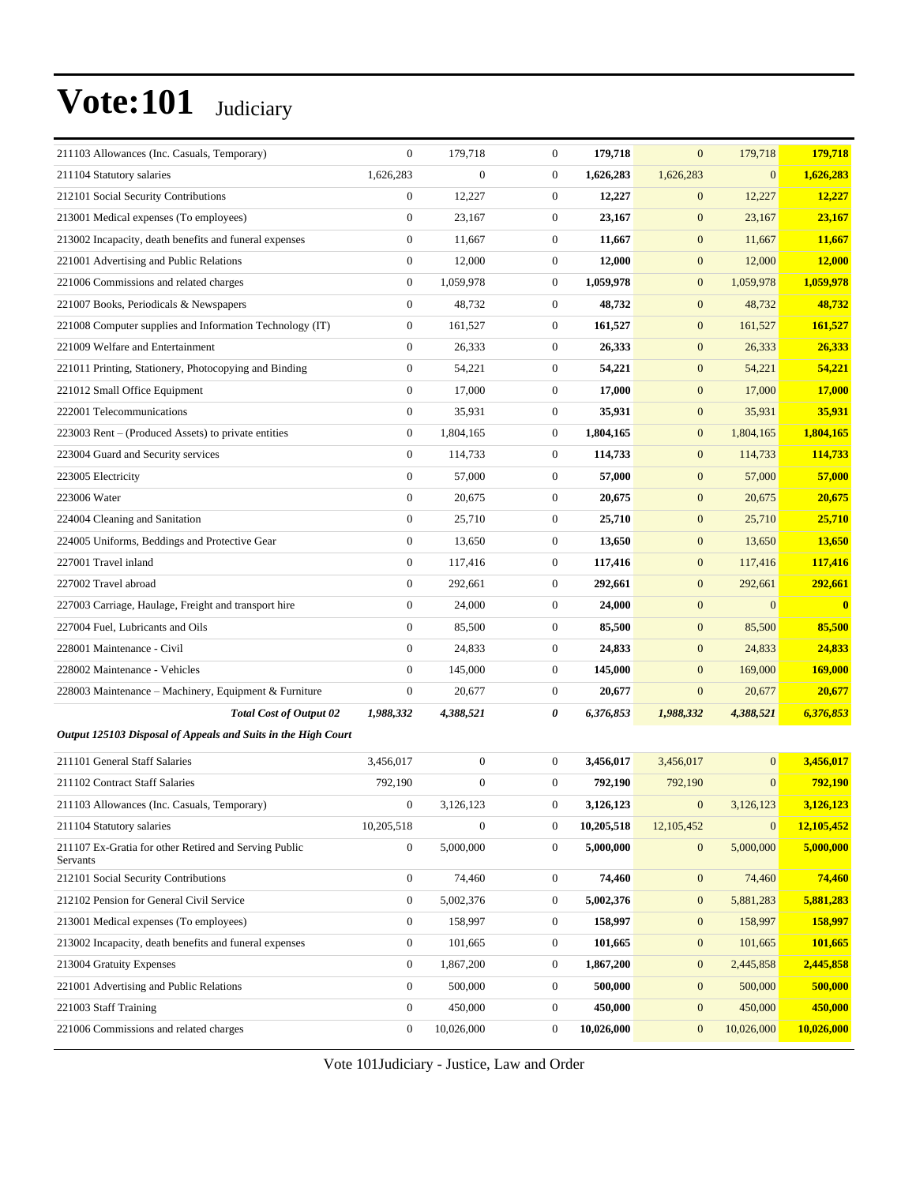# Vote:101 Judiciary

| | | | | | | | |
|---|---|---|---|---|---|---|---|
| 211103 Allowances (Inc. Casuals, Temporary) | 0 | 179,718 | 0 | **179,718** | 0 | 179,718 | **179,718** |
| 211104 Statutory salaries | 1,626,283 | 0 | 0 | **1,626,283** | 1,626,283 | 0 | **1,626,283** |
| 212101 Social Security Contributions | 0 | 12,227 | 0 | **12,227** | 0 | 12,227 | **12,227** |
| 213001 Medical expenses (To employees) | 0 | 23,167 | 0 | **23,167** | 0 | 23,167 | **23,167** |
| 213002 Incapacity, death benefits and funeral expenses | 0 | 11,667 | 0 | **11,667** | 0 | 11,667 | **11,667** |
| 221001 Advertising and Public Relations | 0 | 12,000 | 0 | **12,000** | 0 | 12,000 | **12,000** |
| 221006 Commissions and related charges | 0 | 1,059,978 | 0 | **1,059,978** | 0 | 1,059,978 | **1,059,978** |
| 221007 Books, Periodicals & Newspapers | 0 | 48,732 | 0 | **48,732** | 0 | 48,732 | **48,732** |
| 221008 Computer supplies and Information Technology (IT) | 0 | 161,527 | 0 | **161,527** | 0 | 161,527 | **161,527** |
| 221009 Welfare and Entertainment | 0 | 26,333 | 0 | **26,333** | 0 | 26,333 | **26,333** |
| 221011 Printing, Stationery, Photocopying and Binding | 0 | 54,221 | 0 | **54,221** | 0 | 54,221 | **54,221** |
| 221012 Small Office Equipment | 0 | 17,000 | 0 | **17,000** | 0 | 17,000 | **17,000** |
| 222001 Telecommunications | 0 | 35,931 | 0 | **35,931** | 0 | 35,931 | **35,931** |
| 223003 Rent – (Produced Assets) to private entities | 0 | 1,804,165 | 0 | **1,804,165** | 0 | 1,804,165 | **1,804,165** |
| 223004 Guard and Security services | 0 | 114,733 | 0 | **114,733** | 0 | 114,733 | **114,733** |
| 223005 Electricity | 0 | 57,000 | 0 | **57,000** | 0 | 57,000 | **57,000** |
| 223006 Water | 0 | 20,675 | 0 | **20,675** | 0 | 20,675 | **20,675** |
| 224004 Cleaning and Sanitation | 0 | 25,710 | 0 | **25,710** | 0 | 25,710 | **25,710** |
| 224005 Uniforms, Beddings and Protective Gear | 0 | 13,650 | 0 | **13,650** | 0 | 13,650 | **13,650** |
| 227001 Travel inland | 0 | 117,416 | 0 | **117,416** | 0 | 117,416 | **117,416** |
| 227002 Travel abroad | 0 | 292,661 | 0 | **292,661** | 0 | 292,661 | **292,661** |
| 227003 Carriage, Haulage, Freight and transport hire | 0 | 24,000 | 0 | **24,000** | 0 | 0 | **0** |
| 227004 Fuel, Lubricants and Oils | 0 | 85,500 | 0 | **85,500** | 0 | 85,500 | **85,500** |
| 228001 Maintenance - Civil | 0 | 24,833 | 0 | **24,833** | 0 | 24,833 | **24,833** |
| 228002 Maintenance - Vehicles | 0 | 145,000 | 0 | **145,000** | 0 | 169,000 | **169,000** |
| 228003 Maintenance – Machinery, Equipment & Furniture | 0 | 20,677 | 0 | **20,677** | 0 | 20,677 | **20,677** |
| ***Total Cost of Output 02*** | ***1,988,332*** | ***4,388,521*** | ***0*** | ***6,376,853*** | ***1,988,332*** | ***4,388,521*** | ***6,376,853*** |
| ***Output 125103 Disposal of Appeals and Suits in the High Court*** | | | | | | | |
| 211101 General Staff Salaries | 3,456,017 | 0 | 0 | **3,456,017** | 3,456,017 | 0 | **3,456,017** |
| 211102 Contract Staff Salaries | 792,190 | 0 | 0 | **792,190** | 792,190 | 0 | **792,190** |
| 211103 Allowances (Inc. Casuals, Temporary) | 0 | 3,126,123 | 0 | **3,126,123** | 0 | 3,126,123 | **3,126,123** |
| 211104 Statutory salaries | 10,205,518 | 0 | 0 | **10,205,518** | 12,105,452 | 0 | **12,105,452** |
| 211107 Ex-Gratia for other Retired and Serving Public Servants | 0 | 5,000,000 | 0 | **5,000,000** | 0 | 5,000,000 | **5,000,000** |
| 212101 Social Security Contributions | 0 | 74,460 | 0 | **74,460** | 0 | 74,460 | **74,460** |
| 212102 Pension for General Civil Service | 0 | 5,002,376 | 0 | **5,002,376** | 0 | 5,881,283 | **5,881,283** |
| 213001 Medical expenses (To employees) | 0 | 158,997 | 0 | **158,997** | 0 | 158,997 | **158,997** |
| 213002 Incapacity, death benefits and funeral expenses | 0 | 101,665 | 0 | **101,665** | 0 | 101,665 | **101,665** |
| 213004 Gratuity Expenses | 0 | 1,867,200 | 0 | **1,867,200** | 0 | 2,445,858 | **2,445,858** |
| 221001 Advertising and Public Relations | 0 | 500,000 | 0 | **500,000** | 0 | 500,000 | **500,000** |
| 221003 Staff Training | 0 | 450,000 | 0 | **450,000** | 0 | 450,000 | **450,000** |
| 221006 Commissions and related charges | 0 | 10,026,000 | 0 | **10,026,000** | 0 | 10,026,000 | **10,026,000** |

Vote 101Judiciary - Justice, Law and Order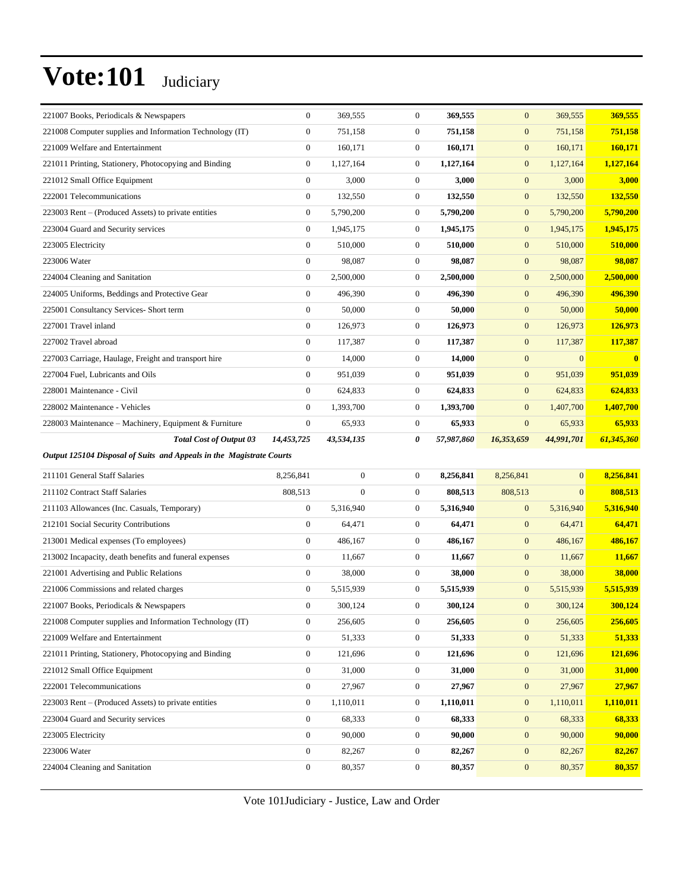# Vote:101 Judiciary

| | | | | | | | |
|---|---|---|---|---|---|---|---|
| 221007 Books, Periodicals & Newspapers | 0 | 369,555 | 0 | **369,555** | 0 | 369,555 | **369,555** |
| 221008 Computer supplies and Information Technology (IT) | 0 | 751,158 | 0 | **751,158** | 0 | 751,158 | **751,158** |
| 221009 Welfare and Entertainment | 0 | 160,171 | 0 | **160,171** | 0 | 160,171 | **160,171** |
| 221011 Printing, Stationery, Photocopying and Binding | 0 | 1,127,164 | 0 | **1,127,164** | 0 | 1,127,164 | **1,127,164** |
| 221012 Small Office Equipment | 0 | 3,000 | 0 | **3,000** | 0 | 3,000 | **3,000** |
| 222001 Telecommunications | 0 | 132,550 | 0 | **132,550** | 0 | 132,550 | **132,550** |
| 223003 Rent – (Produced Assets) to private entities | 0 | 5,790,200 | 0 | **5,790,200** | 0 | 5,790,200 | **5,790,200** |
| 223004 Guard and Security services | 0 | 1,945,175 | 0 | **1,945,175** | 0 | 1,945,175 | **1,945,175** |
| 223005 Electricity | 0 | 510,000 | 0 | **510,000** | 0 | 510,000 | **510,000** |
| 223006 Water | 0 | 98,087 | 0 | **98,087** | 0 | 98,087 | **98,087** |
| 224004 Cleaning and Sanitation | 0 | 2,500,000 | 0 | **2,500,000** | 0 | 2,500,000 | **2,500,000** |
| 224005 Uniforms, Beddings and Protective Gear | 0 | 496,390 | 0 | **496,390** | 0 | 496,390 | **496,390** |
| 225001 Consultancy Services- Short term | 0 | 50,000 | 0 | **50,000** | 0 | 50,000 | **50,000** |
| 227001 Travel inland | 0 | 126,973 | 0 | **126,973** | 0 | 126,973 | **126,973** |
| 227002 Travel abroad | 0 | 117,387 | 0 | **117,387** | 0 | 117,387 | **117,387** |
| 227003 Carriage, Haulage, Freight and transport hire | 0 | 14,000 | 0 | **14,000** | 0 | 0 | **0** |
| 227004 Fuel, Lubricants and Oils | 0 | 951,039 | 0 | **951,039** | 0 | 951,039 | **951,039** |
| 228001 Maintenance - Civil | 0 | 624,833 | 0 | **624,833** | 0 | 624,833 | **624,833** |
| 228002 Maintenance - Vehicles | 0 | 1,393,700 | 0 | **1,393,700** | 0 | 1,407,700 | **1,407,700** |
| 228003 Maintenance – Machinery, Equipment & Furniture | 0 | 65,933 | 0 | **65,933** | 0 | 65,933 | **65,933** |
| ***Total Cost of Output 03*** | ***14,453,725*** | ***43,534,135*** | ***0*** | ***57,987,860*** | ***16,353,659*** | ***44,991,701*** | ***61,345,360*** |

***Output 125104 Disposal of Suits and Appeals in the Magistrate Courts***

| | | | | | | | |
|---|---|---|---|---|---|---|---|
| 211101 General Staff Salaries | 8,256,841 | 0 | 0 | **8,256,841** | 8,256,841 | 0 | **8,256,841** |
| 211102 Contract Staff Salaries | 808,513 | 0 | 0 | **808,513** | 808,513 | 0 | **808,513** |
| 211103 Allowances (Inc. Casuals, Temporary) | 0 | 5,316,940 | 0 | **5,316,940** | 0 | 5,316,940 | **5,316,940** |
| 212101 Social Security Contributions | 0 | 64,471 | 0 | **64,471** | 0 | 64,471 | **64,471** |
| 213001 Medical expenses (To employees) | 0 | 486,167 | 0 | **486,167** | 0 | 486,167 | **486,167** |
| 213002 Incapacity, death benefits and funeral expenses | 0 | 11,667 | 0 | **11,667** | 0 | 11,667 | **11,667** |
| 221001 Advertising and Public Relations | 0 | 38,000 | 0 | **38,000** | 0 | 38,000 | **38,000** |
| 221006 Commissions and related charges | 0 | 5,515,939 | 0 | **5,515,939** | 0 | 5,515,939 | **5,515,939** |
| 221007 Books, Periodicals & Newspapers | 0 | 300,124 | 0 | **300,124** | 0 | 300,124 | **300,124** |
| 221008 Computer supplies and Information Technology (IT) | 0 | 256,605 | 0 | **256,605** | 0 | 256,605 | **256,605** |
| 221009 Welfare and Entertainment | 0 | 51,333 | 0 | **51,333** | 0 | 51,333 | **51,333** |
| 221011 Printing, Stationery, Photocopying and Binding | 0 | 121,696 | 0 | **121,696** | 0 | 121,696 | **121,696** |
| 221012 Small Office Equipment | 0 | 31,000 | 0 | **31,000** | 0 | 31,000 | **31,000** |
| 222001 Telecommunications | 0 | 27,967 | 0 | **27,967** | 0 | 27,967 | **27,967** |
| 223003 Rent – (Produced Assets) to private entities | 0 | 1,110,011 | 0 | **1,110,011** | 0 | 1,110,011 | **1,110,011** |
| 223004 Guard and Security services | 0 | 68,333 | 0 | **68,333** | 0 | 68,333 | **68,333** |
| 223005 Electricity | 0 | 90,000 | 0 | **90,000** | 0 | 90,000 | **90,000** |
| 223006 Water | 0 | 82,267 | 0 | **82,267** | 0 | 82,267 | **82,267** |
| 224004 Cleaning and Sanitation | 0 | 80,357 | 0 | **80,357** | 0 | 80,357 | **80,357** |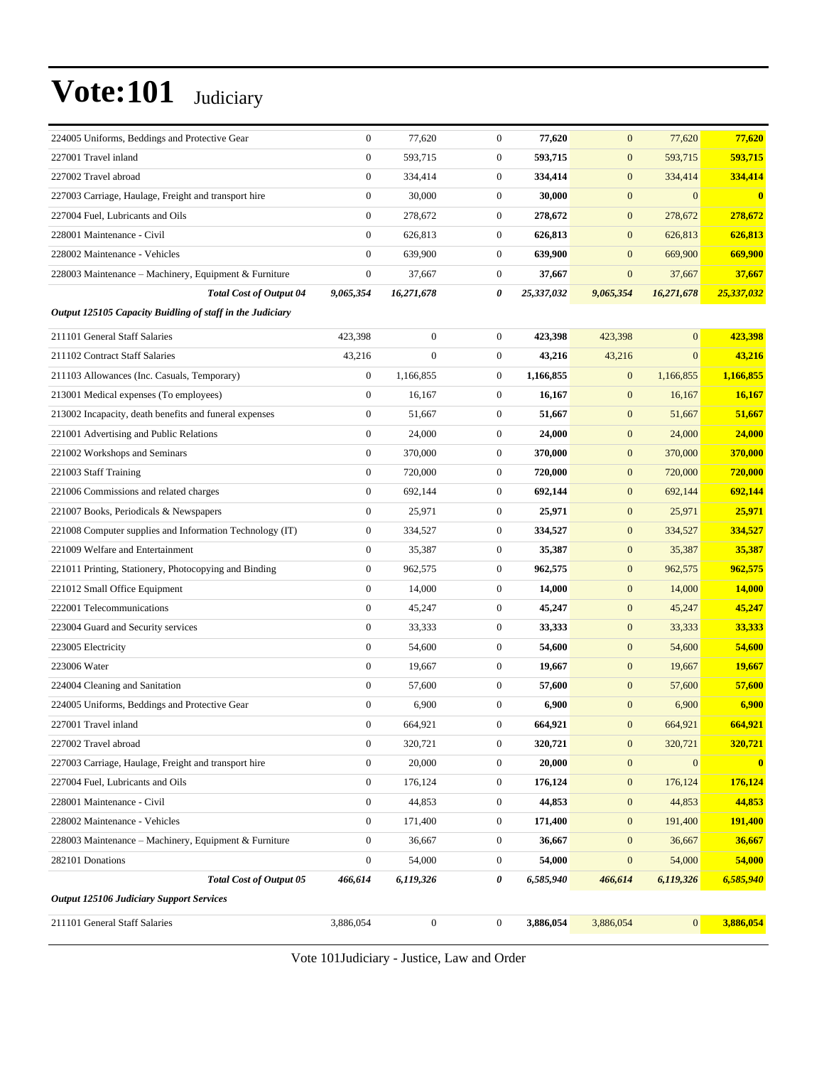# Vote:101 Judiciary

| | | | | | | | |
|---|---|---|---|---|---|---|---|
| 224005 Uniforms, Beddings and Protective Gear | 0 | 77,620 | 0 | **77,620** | 0 | 77,620 | **77,620** |
| 227001 Travel inland | 0 | 593,715 | 0 | **593,715** | 0 | 593,715 | **593,715** |
| 227002 Travel abroad | 0 | 334,414 | 0 | **334,414** | 0 | 334,414 | **334,414** |
| 227003 Carriage, Haulage, Freight and transport hire | 0 | 30,000 | 0 | **30,000** | 0 | 0 | **0** |
| 227004 Fuel, Lubricants and Oils | 0 | 278,672 | 0 | **278,672** | 0 | 278,672 | **278,672** |
| 228001 Maintenance - Civil | 0 | 626,813 | 0 | **626,813** | 0 | 626,813 | **626,813** |
| 228002 Maintenance - Vehicles | 0 | 639,900 | 0 | **639,900** | 0 | 669,900 | **669,900** |
| 228003 Maintenance – Machinery, Equipment & Furniture | 0 | 37,667 | 0 | **37,667** | 0 | 37,667 | **37,667** |
| ***Total Cost of Output 04*** | ***9,065,354*** | ***16,271,678*** | ***0*** | ***25,337,032*** | ***9,065,354*** | ***16,271,678*** | ***25,337,032*** |
| ***Output 125105 Capacity Buidling of staff in the Judiciary*** | | | | | | | |
| 211101 General Staff Salaries | 423,398 | 0 | 0 | **423,398** | 423,398 | 0 | **423,398** |
| 211102 Contract Staff Salaries | 43,216 | 0 | 0 | **43,216** | 43,216 | 0 | **43,216** |
| 211103 Allowances (Inc. Casuals, Temporary) | 0 | 1,166,855 | 0 | **1,166,855** | 0 | 1,166,855 | **1,166,855** |
| 213001 Medical expenses (To employees) | 0 | 16,167 | 0 | **16,167** | 0 | 16,167 | **16,167** |
| 213002 Incapacity, death benefits and funeral expenses | 0 | 51,667 | 0 | **51,667** | 0 | 51,667 | **51,667** |
| 221001 Advertising and Public Relations | 0 | 24,000 | 0 | **24,000** | 0 | 24,000 | **24,000** |
| 221002 Workshops and Seminars | 0 | 370,000 | 0 | **370,000** | 0 | 370,000 | **370,000** |
| 221003 Staff Training | 0 | 720,000 | 0 | **720,000** | 0 | 720,000 | **720,000** |
| 221006 Commissions and related charges | 0 | 692,144 | 0 | **692,144** | 0 | 692,144 | **692,144** |
| 221007 Books, Periodicals & Newspapers | 0 | 25,971 | 0 | **25,971** | 0 | 25,971 | **25,971** |
| 221008 Computer supplies and Information Technology (IT) | 0 | 334,527 | 0 | **334,527** | 0 | 334,527 | **334,527** |
| 221009 Welfare and Entertainment | 0 | 35,387 | 0 | **35,387** | 0 | 35,387 | **35,387** |
| 221011 Printing, Stationery, Photocopying and Binding | 0 | 962,575 | 0 | **962,575** | 0 | 962,575 | **962,575** |
| 221012 Small Office Equipment | 0 | 14,000 | 0 | **14,000** | 0 | 14,000 | **14,000** |
| 222001 Telecommunications | 0 | 45,247 | 0 | **45,247** | 0 | 45,247 | **45,247** |
| 223004 Guard and Security services | 0 | 33,333 | 0 | **33,333** | 0 | 33,333 | **33,333** |
| 223005 Electricity | 0 | 54,600 | 0 | **54,600** | 0 | 54,600 | **54,600** |
| 223006 Water | 0 | 19,667 | 0 | **19,667** | 0 | 19,667 | **19,667** |
| 224004 Cleaning and Sanitation | 0 | 57,600 | 0 | **57,600** | 0 | 57,600 | **57,600** |
| 224005 Uniforms, Beddings and Protective Gear | 0 | 6,900 | 0 | **6,900** | 0 | 6,900 | **6,900** |
| 227001 Travel inland | 0 | 664,921 | 0 | **664,921** | 0 | 664,921 | **664,921** |
| 227002 Travel abroad | 0 | 320,721 | 0 | **320,721** | 0 | 320,721 | **320,721** |
| 227003 Carriage, Haulage, Freight and transport hire | 0 | 20,000 | 0 | **20,000** | 0 | 0 | **0** |
| 227004 Fuel, Lubricants and Oils | 0 | 176,124 | 0 | **176,124** | 0 | 176,124 | **176,124** |
| 228001 Maintenance - Civil | 0 | 44,853 | 0 | **44,853** | 0 | 44,853 | **44,853** |
| 228002 Maintenance - Vehicles | 0 | 171,400 | 0 | **171,400** | 0 | 191,400 | **191,400** |
| 228003 Maintenance – Machinery, Equipment & Furniture | 0 | 36,667 | 0 | **36,667** | 0 | 36,667 | **36,667** |
| 282101 Donations | 0 | 54,000 | 0 | **54,000** | 0 | 54,000 | **54,000** |
| ***Total Cost of Output 05*** | ***466,614*** | ***6,119,326*** | ***0*** | ***6,585,940*** | ***466,614*** | ***6,119,326*** | ***6,585,940*** |
| ***Output 125106 Judiciary Support Services*** | | | | | | | |
| 211101 General Staff Salaries | 3,886,054 | 0 | 0 | **3,886,054** | 3,886,054 | 0 | **3,886,054** |

Vote 101Judiciary - Justice, Law and Order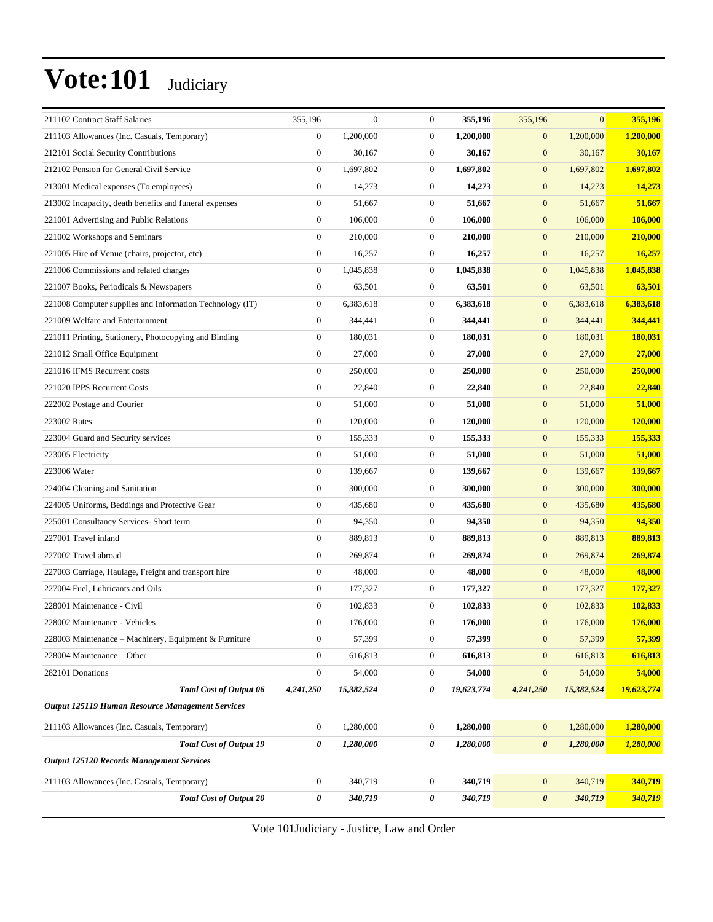# Vote:101 Judiciary

| | | | | | | | |
|---|---|---|---|---|---|---|---|
| 211102 Contract Staff Salaries | 355,196 | 0 | 0 | **355,196** | 355,196 | 0 | **355,196** |
| 211103 Allowances (Inc. Casuals, Temporary) | 0 | 1,200,000 | 0 | **1,200,000** | 0 | 1,200,000 | **1,200,000** |
| 212101 Social Security Contributions | 0 | 30,167 | 0 | **30,167** | 0 | 30,167 | **30,167** |
| 212102 Pension for General Civil Service | 0 | 1,697,802 | 0 | **1,697,802** | 0 | 1,697,802 | **1,697,802** |
| 213001 Medical expenses (To employees) | 0 | 14,273 | 0 | **14,273** | 0 | 14,273 | **14,273** |
| 213002 Incapacity, death benefits and funeral expenses | 0 | 51,667 | 0 | **51,667** | 0 | 51,667 | **51,667** |
| 221001 Advertising and Public Relations | 0 | 106,000 | 0 | **106,000** | 0 | 106,000 | **106,000** |
| 221002 Workshops and Seminars | 0 | 210,000 | 0 | **210,000** | 0 | 210,000 | **210,000** |
| 221005 Hire of Venue (chairs, projector, etc) | 0 | 16,257 | 0 | **16,257** | 0 | 16,257 | **16,257** |
| 221006 Commissions and related charges | 0 | 1,045,838 | 0 | **1,045,838** | 0 | 1,045,838 | **1,045,838** |
| 221007 Books, Periodicals & Newspapers | 0 | 63,501 | 0 | **63,501** | 0 | 63,501 | **63,501** |
| 221008 Computer supplies and Information Technology (IT) | 0 | 6,383,618 | 0 | **6,383,618** | 0 | 6,383,618 | **6,383,618** |
| 221009 Welfare and Entertainment | 0 | 344,441 | 0 | **344,441** | 0 | 344,441 | **344,441** |
| 221011 Printing, Stationery, Photocopying and Binding | 0 | 180,031 | 0 | **180,031** | 0 | 180,031 | **180,031** |
| 221012 Small Office Equipment | 0 | 27,000 | 0 | **27,000** | 0 | 27,000 | **27,000** |
| 221016 IFMS Recurrent costs | 0 | 250,000 | 0 | **250,000** | 0 | 250,000 | **250,000** |
| 221020 IPPS Recurrent Costs | 0 | 22,840 | 0 | **22,840** | 0 | 22,840 | **22,840** |
| 222002 Postage and Courier | 0 | 51,000 | 0 | **51,000** | 0 | 51,000 | **51,000** |
| 223002 Rates | 0 | 120,000 | 0 | **120,000** | 0 | 120,000 | **120,000** |
| 223004 Guard and Security services | 0 | 155,333 | 0 | **155,333** | 0 | 155,333 | **155,333** |
| 223005 Electricity | 0 | 51,000 | 0 | **51,000** | 0 | 51,000 | **51,000** |
| 223006 Water | 0 | 139,667 | 0 | **139,667** | 0 | 139,667 | **139,667** |
| 224004 Cleaning and Sanitation | 0 | 300,000 | 0 | **300,000** | 0 | 300,000 | **300,000** |
| 224005 Uniforms, Beddings and Protective Gear | 0 | 435,680 | 0 | **435,680** | 0 | 435,680 | **435,680** |
| 225001 Consultancy Services- Short term | 0 | 94,350 | 0 | **94,350** | 0 | 94,350 | **94,350** |
| 227001 Travel inland | 0 | 889,813 | 0 | **889,813** | 0 | 889,813 | **889,813** |
| 227002 Travel abroad | 0 | 269,874 | 0 | **269,874** | 0 | 269,874 | **269,874** |
| 227003 Carriage, Haulage, Freight and transport hire | 0 | 48,000 | 0 | **48,000** | 0 | 48,000 | **48,000** |
| 227004 Fuel, Lubricants and Oils | 0 | 177,327 | 0 | **177,327** | 0 | 177,327 | **177,327** |
| 228001 Maintenance - Civil | 0 | 102,833 | 0 | **102,833** | 0 | 102,833 | **102,833** |
| 228002 Maintenance - Vehicles | 0 | 176,000 | 0 | **176,000** | 0 | 176,000 | **176,000** |
| 228003 Maintenance – Machinery, Equipment & Furniture | 0 | 57,399 | 0 | **57,399** | 0 | 57,399 | **57,399** |
| 228004 Maintenance – Other | 0 | 616,813 | 0 | **616,813** | 0 | 616,813 | **616,813** |
| 282101 Donations | 0 | 54,000 | 0 | **54,000** | 0 | 54,000 | **54,000** |
| ***Total Cost of Output 06*** | ***4,241,250*** | ***15,382,524*** | ***0*** | ***19,623,774*** | ***4,241,250*** | ***15,382,524*** | ***19,623,774*** |
| ***Output 125119 Human Resource Management Services*** | | | | | | | |
| 211103 Allowances (Inc. Casuals, Temporary) | 0 | 1,280,000 | 0 | **1,280,000** | 0 | 1,280,000 | **1,280,000** |
| ***Total Cost of Output 19*** | ***0*** | ***1,280,000*** | ***0*** | ***1,280,000*** | ***0*** | ***1,280,000*** | ***1,280,000*** |
| ***Output 125120 Records Management Services*** | | | | | | | |
| 211103 Allowances (Inc. Casuals, Temporary) | 0 | 340,719 | 0 | **340,719** | 0 | 340,719 | **340,719** |
| ***Total Cost of Output 20*** | ***0*** | ***340,719*** | ***0*** | ***340,719*** | ***0*** | ***340,719*** | ***340,719*** |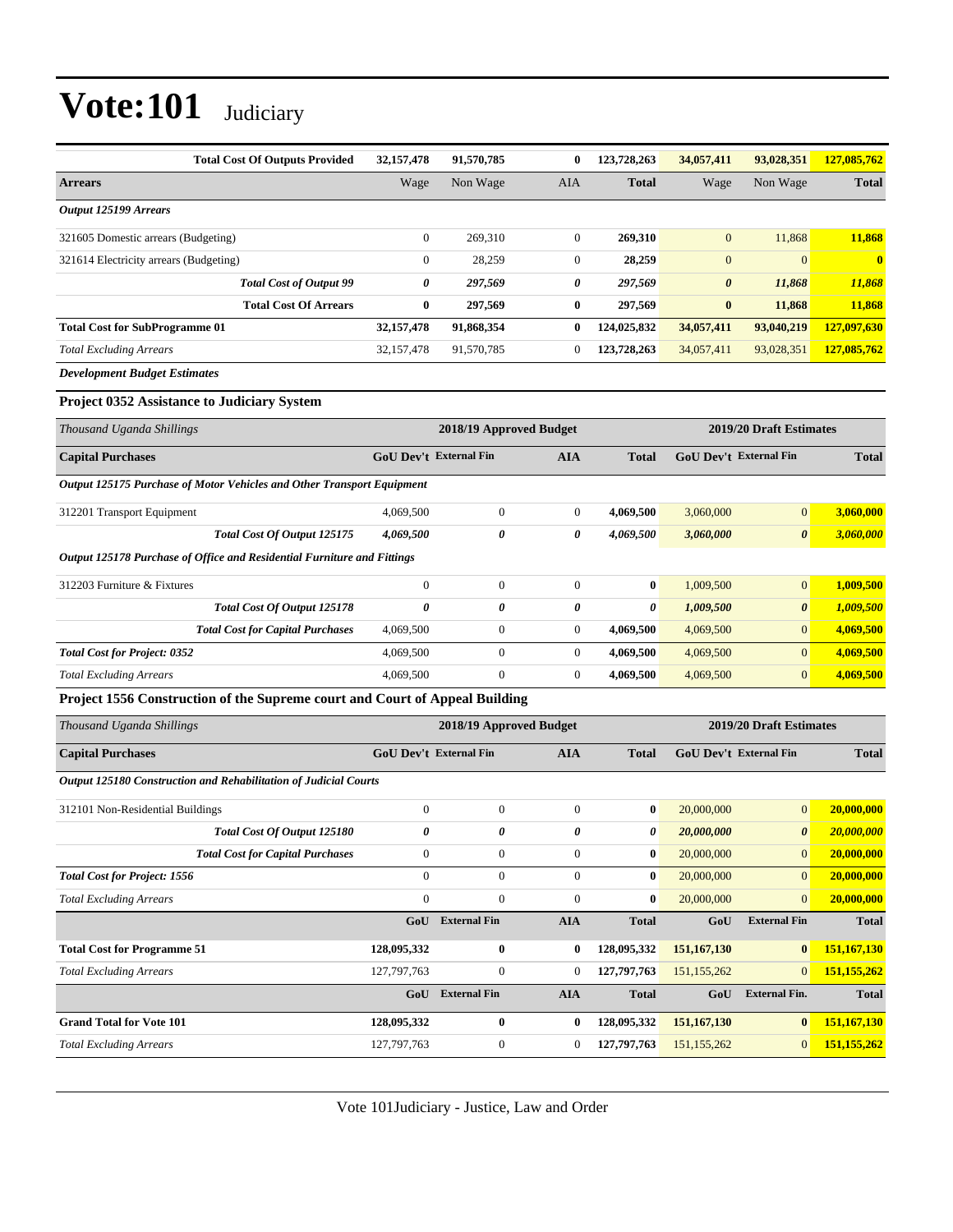# Vote:101 Judiciary

| Total Cost Of Outputs Provided | 32,157,478 | 91,570,785 | 0 | 123,728,263 | 34,057,411 | 93,028,351 | 127,085,762 |
|---|---|---|---|---|---|---|---|
| **Arrears** | Wage | Non Wage | AIA | **Total** | Wage | Non Wage | **Total** |
| *Output 125199 Arrears* | | | | | | | |
| 321605 Domestic arrears (Budgeting) | 0 | 269,310 | 0 | **269,310** | 0 | 11,868 | **11,868** |
| 321614 Electricity arrears (Budgeting) | 0 | 28,259 | 0 | **28,259** | 0 | 0 | **0** |
| ***Total Cost of Output 99*** | ***0*** | ***297,569*** | ***0*** | ***297,569*** | ***0*** | ***11,868*** | ***11,868*** |
| **Total Cost Of Arrears** | **0** | **297,569** | **0** | **297,569** | **0** | **11,868** | **11,868** |
| **Total Cost for SubProgramme 01** | **32,157,478** | **91,868,354** | **0** | **124,025,832** | **34,057,411** | **93,040,219** | **127,097,630** |
| *Total Excluding Arrears* | 32,157,478 | 91,570,785 | 0 | **123,728,263** | 34,057,411 | 93,028,351 | **127,085,762** |

***Development Budget Estimates***

**Project 0352 Assistance to Judiciary System**

| *Thousand Uganda Shillings* | 2018/19 Approved Budget | | | | 2019/20 Draft Estimates | | |
|---|---|---|---|---|---|---|---|
| **Capital Purchases** | **GoU Dev't** | **External Fin** | **AIA** | **Total** | **GoU Dev't** | **External Fin** | **Total** |
| *Output 125175 Purchase of Motor Vehicles and Other Transport Equipment* | | | | | | | |
| 312201 Transport Equipment | 4,069,500 | 0 | 0 | **4,069,500** | 3,060,000 | 0 | **3,060,000** |
| ***Total Cost Of Output 125175*** | ***4,069,500*** | ***0*** | ***0*** | ***4,069,500*** | ***3,060,000*** | ***0*** | ***3,060,000*** |
| *Output 125178 Purchase of Office and Residential Furniture and Fittings* | | | | | | | |
| 312203 Furniture & Fixtures | 0 | 0 | 0 | **0** | 1,009,500 | 0 | **1,009,500** |
| ***Total Cost Of Output 125178*** | ***0*** | ***0*** | ***0*** | ***0*** | ***1,009,500*** | ***0*** | ***1,009,500*** |
| ***Total Cost for Capital Purchases*** | 4,069,500 | 0 | 0 | **4,069,500** | 4,069,500 | 0 | **4,069,500** |
| ***Total Cost for Project: 0352*** | 4,069,500 | 0 | 0 | **4,069,500** | 4,069,500 | 0 | **4,069,500** |
| *Total Excluding Arrears* | 4,069,500 | 0 | 0 | **4,069,500** | 4,069,500 | 0 | **4,069,500** |

**Project 1556 Construction of the Supreme court and Court of Appeal Building**

| *Thousand Uganda Shillings* | 2018/19 Approved Budget | | | | 2019/20 Draft Estimates | | |
|---|---|---|---|---|---|---|---|
| **Capital Purchases** | **GoU Dev't** | **External Fin** | **AIA** | **Total** | **GoU Dev't** | **External Fin** | **Total** |
| *Output 125180 Construction and Rehabilitation of Judicial Courts* | | | | | | | |
| 312101 Non-Residential Buildings | 0 | 0 | 0 | **0** | 20,000,000 | 0 | **20,000,000** |
| ***Total Cost Of Output 125180*** | ***0*** | ***0*** | ***0*** | ***0*** | ***20,000,000*** | ***0*** | ***20,000,000*** |
| ***Total Cost for Capital Purchases*** | 0 | 0 | 0 | **0** | 20,000,000 | 0 | **20,000,000** |
| ***Total Cost for Project: 1556*** | 0 | 0 | 0 | **0** | 20,000,000 | 0 | **20,000,000** |
| *Total Excluding Arrears* | 0 | 0 | 0 | **0** | 20,000,000 | 0 | **20,000,000** |
| | **GoU** | **External Fin** | **AIA** | **Total** | **GoU** | **External Fin** | **Total** |
| **Total Cost for Programme 51** | **128,095,332** | **0** | **0** | **128,095,332** | **151,167,130** | **0** | **151,167,130** |
| *Total Excluding Arrears* | 127,797,763 | 0 | 0 | **127,797,763** | 151,155,262 | 0 | **151,155,262** |
| | **GoU** | **External Fin** | **AIA** | **Total** | **GoU** | **External Fin.** | **Total** |
| **Grand Total for Vote 101** | **128,095,332** | **0** | **0** | **128,095,332** | **151,167,130** | **0** | **151,167,130** |
| *Total Excluding Arrears* | 127,797,763 | 0 | 0 | **127,797,763** | 151,155,262 | 0 | **151,155,262** |